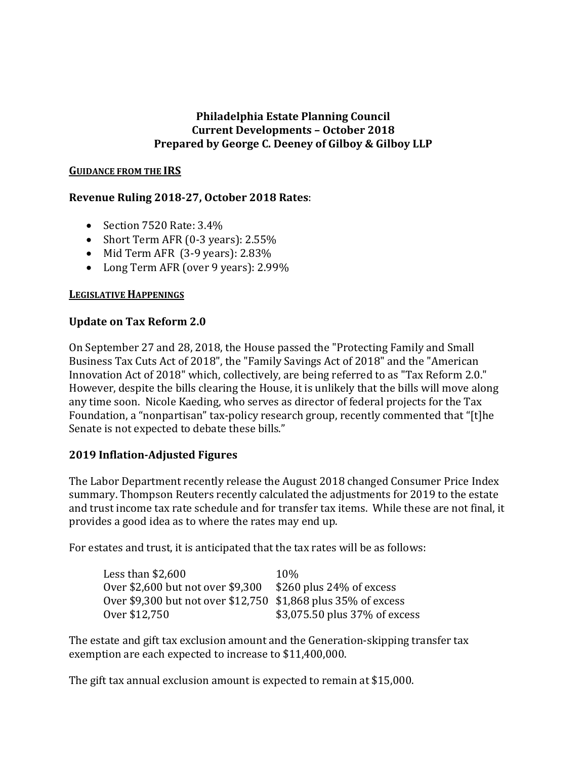**Philadelphia Estate Planning Council**
**Current Developments – October 2018**
**Prepared by George C. Deeney of Gilboy & Gilboy LLP**

## GUIDANCE FROM THE IRS

### Revenue Ruling 2018-27, October 2018 Rates:

- Section 7520 Rate: 3.4%
- Short Term AFR (0-3 years): 2.55%
- Mid Term AFR (3-9 years): 2.83%
- Long Term AFR (over 9 years): 2.99%

## LEGISLATIVE HAPPENINGS

### Update on Tax Reform 2.0

On September 27 and 28, 2018, the House passed the "Protecting Family and Small Business Tax Cuts Act of 2018", the "Family Savings Act of 2018" and the "American Innovation Act of 2018" which, collectively, are being referred to as "Tax Reform 2.0." However, despite the bills clearing the House, it is unlikely that the bills will move along any time soon. Nicole Kaeding, who serves as director of federal projects for the Tax Foundation, a "nonpartisan" tax-policy research group, recently commented that "[t]he Senate is not expected to debate these bills."

### 2019 Inflation-Adjusted Figures

The Labor Department recently release the August 2018 changed Consumer Price Index summary. Thompson Reuters recently calculated the adjustments for 2019 to the estate and trust income tax rate schedule and for transfer tax items. While these are not final, it provides a good idea as to where the rates may end up.

For estates and trust, it is anticipated that the tax rates will be as follows:

| | |
|---|---|
| Less than $2,600 | 10% |
| Over $2,600 but not over $9,300 | $260 plus 24% of excess |
| Over $9,300 but not over $12,750 | $1,868 plus 35% of excess |
| Over $12,750 | $3,075.50 plus 37% of excess |

The estate and gift tax exclusion amount and the Generation-skipping transfer tax exemption are each expected to increase to $11,400,000.

The gift tax annual exclusion amount is expected to remain at $15,000.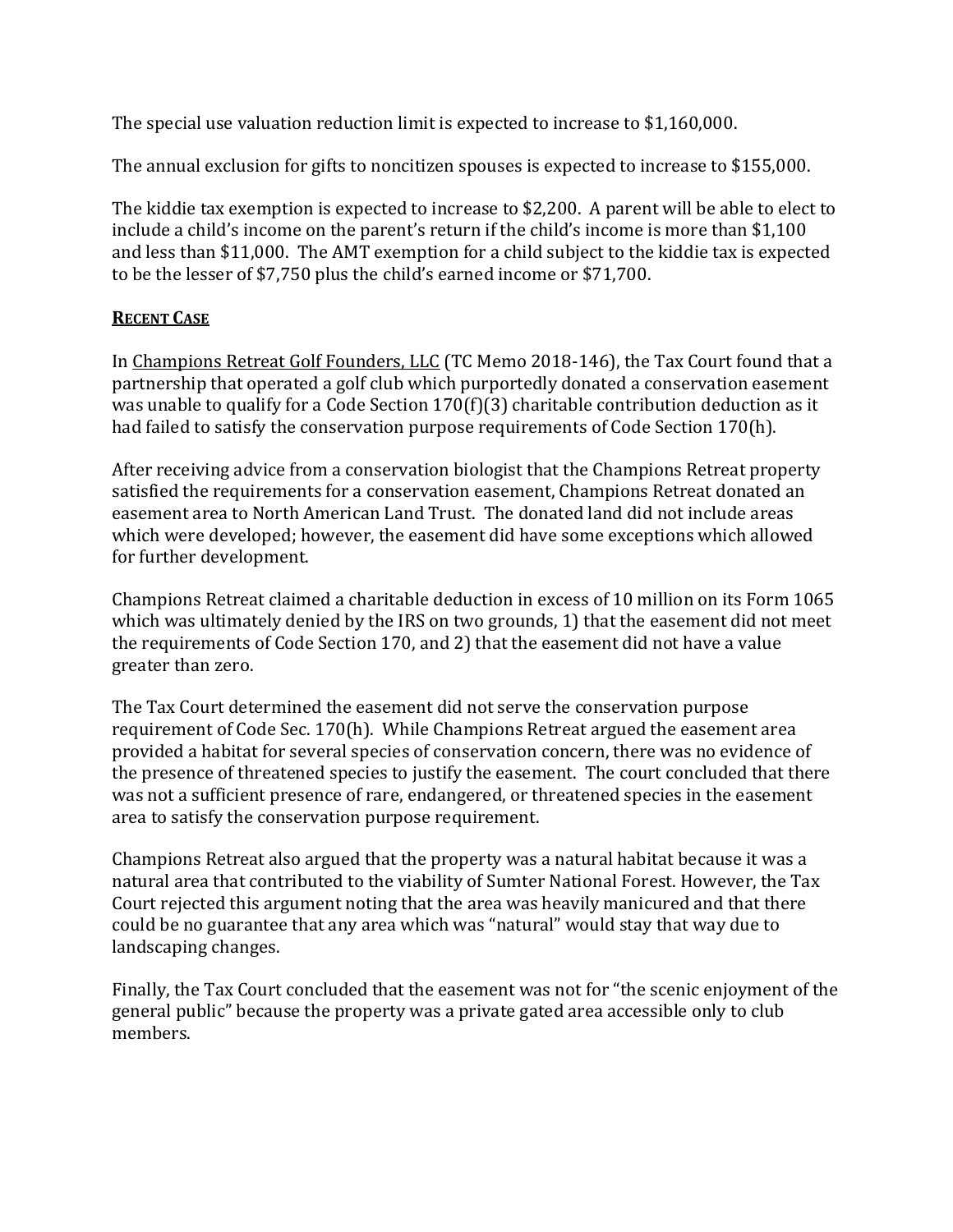The special use valuation reduction limit is expected to increase to $1,160,000.

The annual exclusion for gifts to noncitizen spouses is expected to increase to $155,000.

The kiddie tax exemption is expected to increase to $2,200. A parent will be able to elect to include a child's income on the parent's return if the child's income is more than $1,100 and less than $11,000. The AMT exemption for a child subject to the kiddie tax is expected to be the lesser of $7,750 plus the child's earned income or $71,700.

## **RECENT CASE**

In Champions Retreat Golf Founders, LLC (TC Memo 2018-146), the Tax Court found that a partnership that operated a golf club which purportedly donated a conservation easement was unable to qualify for a Code Section 170(f)(3) charitable contribution deduction as it had failed to satisfy the conservation purpose requirements of Code Section 170(h).

After receiving advice from a conservation biologist that the Champions Retreat property satisfied the requirements for a conservation easement, Champions Retreat donated an easement area to North American Land Trust. The donated land did not include areas which were developed; however, the easement did have some exceptions which allowed for further development.

Champions Retreat claimed a charitable deduction in excess of 10 million on its Form 1065 which was ultimately denied by the IRS on two grounds, 1) that the easement did not meet the requirements of Code Section 170, and 2) that the easement did not have a value greater than zero.

The Tax Court determined the easement did not serve the conservation purpose requirement of Code Sec. 170(h). While Champions Retreat argued the easement area provided a habitat for several species of conservation concern, there was no evidence of the presence of threatened species to justify the easement. The court concluded that there was not a sufficient presence of rare, endangered, or threatened species in the easement area to satisfy the conservation purpose requirement.

Champions Retreat also argued that the property was a natural habitat because it was a natural area that contributed to the viability of Sumter National Forest. However, the Tax Court rejected this argument noting that the area was heavily manicured and that there could be no guarantee that any area which was "natural" would stay that way due to landscaping changes.

Finally, the Tax Court concluded that the easement was not for "the scenic enjoyment of the general public" because the property was a private gated area accessible only to club members.